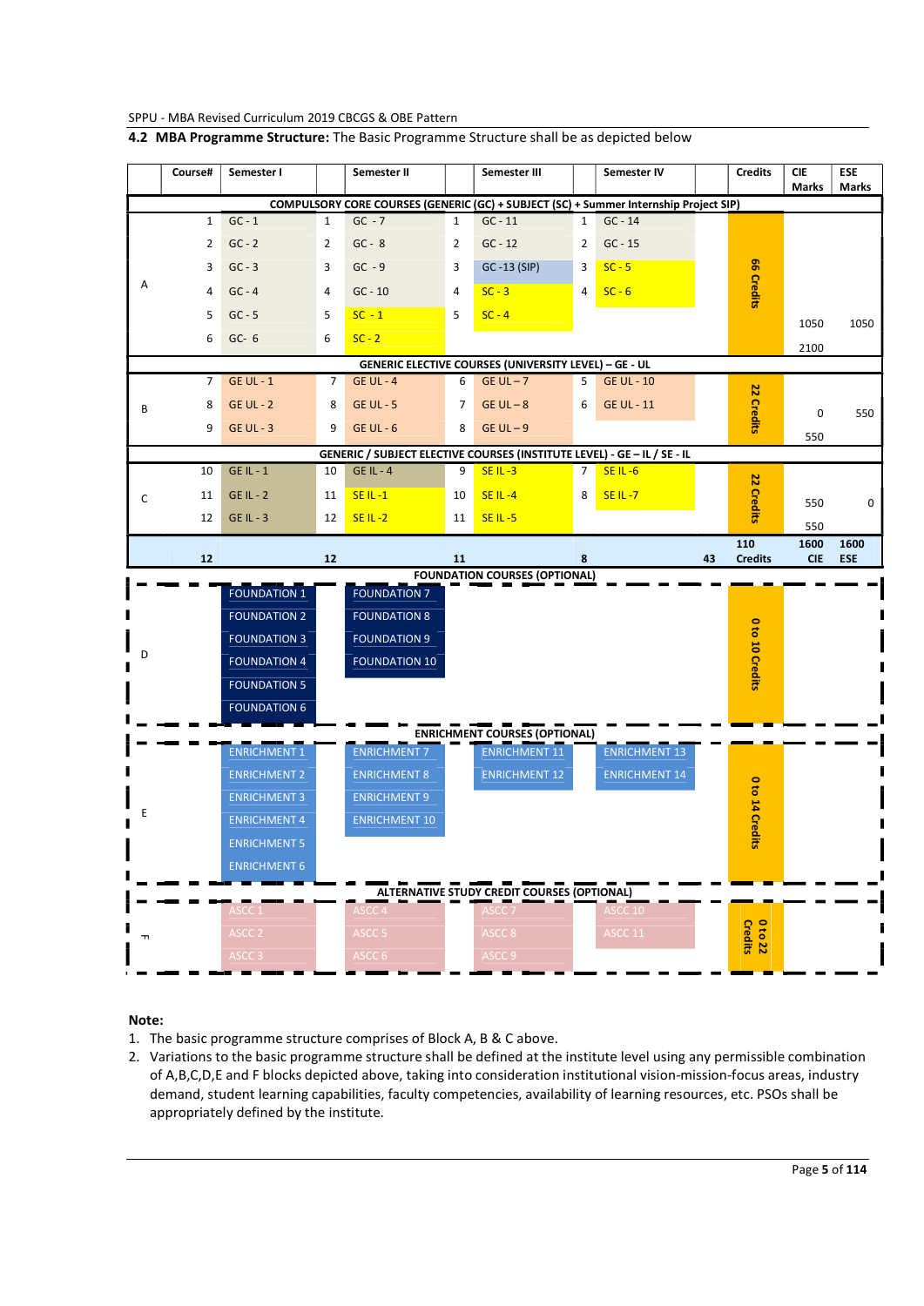### 4.2 MBA Programme Structure: The Basic Programme Structure shall be as depicted below

| | Course# | Semester I | | Semester II | | Semester III | | Semester IV | | Credits | CIE Marks | ESE Marks |
|---|---|---|---|---|---|---|---|---|---|---|---|---|
| **COMPULSORY CORE COURSES (GENERIC (GC) + SUBJECT (SC) + Summer Internship Project SIP)** | | | | | | | | | | | | |
| A | 1 | GC - 1 | 1 | GC - 7 | 1 | GC - 11 | 1 | GC - 14 | | 66 Credits | | |
| | 2 | GC - 2 | 2 | GC - 8 | 2 | GC - 12 | 2 | GC - 15 | | | | |
| | 3 | GC - 3 | 3 | GC - 9 | 3 | GC -13 (SIP) | 3 | SC - 5 | | | | |
| | 4 | GC - 4 | 4 | GC - 10 | 4 | SC - 3 | 4 | SC - 6 | | | | |
| | 5 | GC - 5 | 5 | SC - 1 | 5 | SC - 4 | | | | | 1050 | 1050 |
| | 6 | GC- 6 | 6 | SC - 2 | | | | | | | 2100 | |
| **GENERIC ELECTIVE COURSES (UNIVERSITY LEVEL) – GE - UL** | | | | | | | | | | | | |
| B | 7 | GE UL - 1 | 7 | GE UL - 4 | 6 | GE UL – 7 | 5 | GE UL - 10 | | 22 Credits | | |
| | 8 | GE UL - 2 | 8 | GE UL - 5 | 7 | GE UL – 8 | 6 | GE UL - 11 | | | 0 | 550 |
| | 9 | GE UL - 3 | 9 | GE UL - 6 | 8 | GE UL – 9 | | | | | 550 | |
| **GENERIC / SUBJECT ELECTIVE COURSES (INSTITUTE LEVEL) - GE – IL / SE - IL** | | | | | | | | | | | | |
| C | 10 | GE IL - 1 | 10 | GE IL - 4 | 9 | SE IL -3 | 7 | SE IL -6 | | 22 Credits | | |
| | 11 | GE IL - 2 | 11 | SE IL -1 | 10 | SE IL -4 | 8 | SE IL -7 | | | 550 | 0 |
| | 12 | GE IL - 3 | 12 | SE IL -2 | 11 | SE IL -5 | | | | | 550 | |
| | **12** | | **12** | | **11** | | **8** | | **43** | **110 Credits** | **1600 CIE** | **1600 ESE** |
| **FOUNDATION COURSES (OPTIONAL)** | | | | | | | | | | | | |
| D | | FOUNDATION 1 | | FOUNDATION 7 | | | | | | 0 to 10 Credits | | |
| | | FOUNDATION 2 | | FOUNDATION 8 | | | | | | | | |
| | | FOUNDATION 3 | | FOUNDATION 9 | | | | | | | | |
| | | FOUNDATION 4 | | FOUNDATION 10 | | | | | | | | |
| | | FOUNDATION 5 | | | | | | | | | | |
| | | FOUNDATION 6 | | | | | | | | | | |
| **ENRICHMENT COURSES (OPTIONAL)** | | | | | | | | | | | | |
| E | | ENRICHMENT 1 | | ENRICHMENT 7 | | ENRICHMENT 11 | | ENRICHMENT 13 | | 0 to 14 Credits | | |
| | | ENRICHMENT 2 | | ENRICHMENT 8 | | ENRICHMENT 12 | | ENRICHMENT 14 | | | | |
| | | ENRICHMENT 3 | | ENRICHMENT 9 | | | | | | | | |
| | | ENRICHMENT 4 | | ENRICHMENT 10 | | | | | | | | |
| | | ENRICHMENT 5 | | | | | | | | | | |
| | | ENRICHMENT 6 | | | | | | | | | | |
| **ALTERNATIVE STUDY CREDIT COURSES (OPTIONAL)** | | | | | | | | | | | | |
| F | | ASCC 1 | | ASCC 4 | | ASCC 7 | | ASCC 10 | | 0 to 22 Credits | | |
| | | ASCC 2 | | ASCC 5 | | ASCC 8 | | ASCC 11 | | | | |
| | | ASCC 3 | | ASCC 6 | | ASCC 9 | | | | | | |

**Note:**

1. The basic programme structure comprises of Block A, B & C above.
2. Variations to the basic programme structure shall be defined at the institute level using any permissible combination of A,B,C,D,E and F blocks depicted above, taking into consideration institutional vision-mission-focus areas, industry demand, student learning capabilities, faculty competencies, availability of learning resources, etc. PSOs shall be appropriately defined by the institute.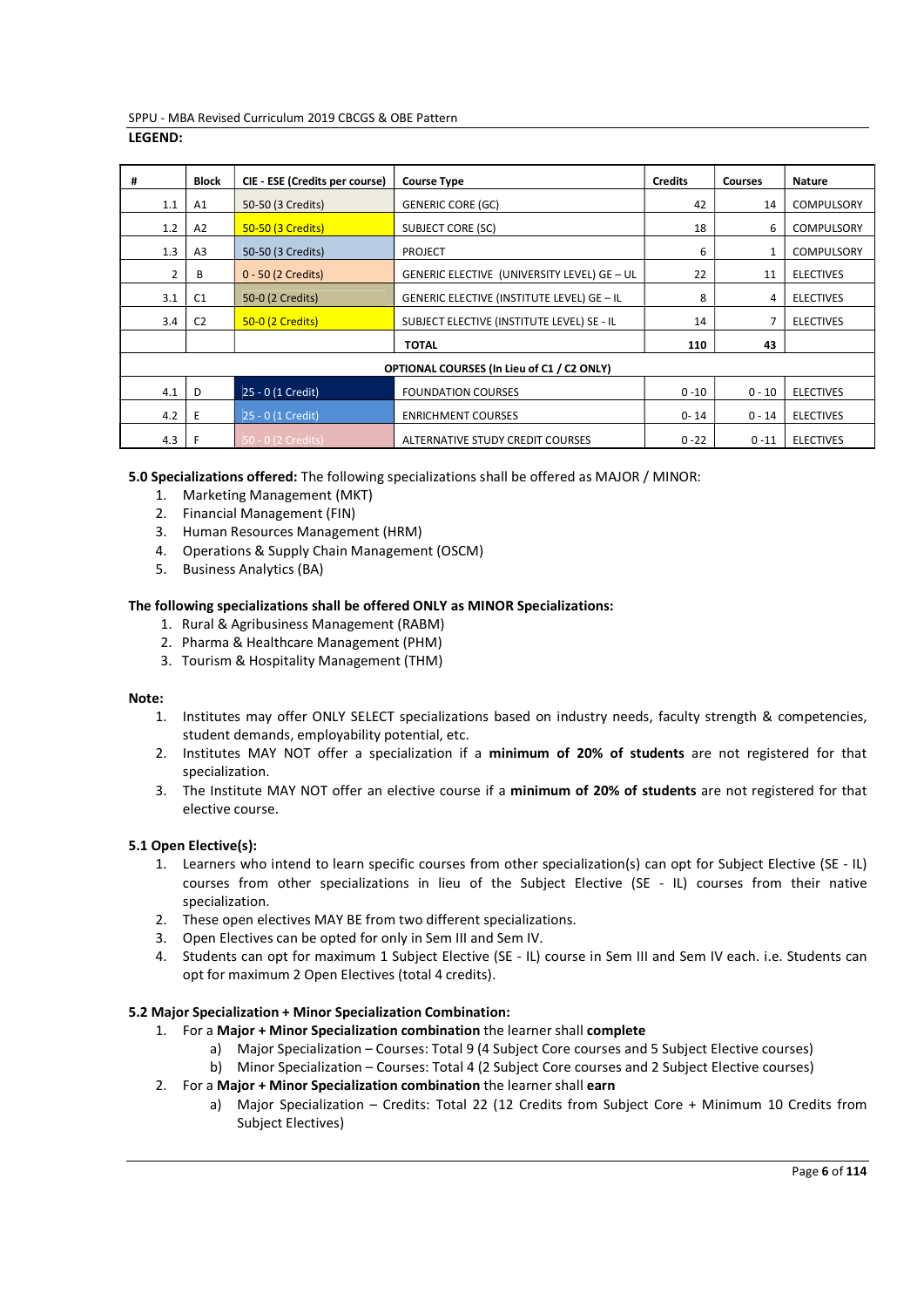**LEGEND:**

| # | Block | CIE - ESE (Credits per course) | Course Type | Credits | Courses | Nature |
|---|---|---|---|---|---|---|
| 1.1 | A1 | 50-50 (3 Credits) | GENERIC CORE (GC) | 42 | 14 | COMPULSORY |
| 1.2 | A2 | 50-50 (3 Credits) | SUBJECT CORE (SC) | 18 | 6 | COMPULSORY |
| 1.3 | A3 | 50-50 (3 Credits) | PROJECT | 6 | 1 | COMPULSORY |
| 2 | B | 0 - 50 (2 Credits) | GENERIC ELECTIVE (UNIVERSITY LEVEL) GE – UL | 22 | 11 | ELECTIVES |
| 3.1 | C1 | 50-0 (2 Credits) | GENERIC ELECTIVE (INSTITUTE LEVEL) GE – IL | 8 | 4 | ELECTIVES |
| 3.4 | C2 | 50-0 (2 Credits) | SUBJECT ELECTIVE (INSTITUTE LEVEL) SE - IL | 14 | 7 | ELECTIVES |
| | | | **TOTAL** | **110** | **43** | |
| **OPTIONAL COURSES (In Lieu of C1 / C2 ONLY)** | | | | | | |
| 4.1 | D | 25 - 0 (1 Credit) | FOUNDATION COURSES | 0 -10 | 0 - 10 | ELECTIVES |
| 4.2 | E | 25 - 0 (1 Credit) | ENRICHMENT COURSES | 0- 14 | 0 - 14 | ELECTIVES |
| 4.3 | F | 50 - 0 (2 Credits) | ALTERNATIVE STUDY CREDIT COURSES | 0 -22 | 0 -11 | ELECTIVES |

**5.0 Specializations offered:** The following specializations shall be offered as MAJOR / MINOR:

1. Marketing Management (MKT)
2. Financial Management (FIN)
3. Human Resources Management (HRM)
4. Operations & Supply Chain Management (OSCM)
5. Business Analytics (BA)

**The following specializations shall be offered ONLY as MINOR Specializations:**

1. Rural & Agribusiness Management (RABM)
2. Pharma & Healthcare Management (PHM)
3. Tourism & Hospitality Management (THM)

**Note:**

1. Institutes may offer ONLY SELECT specializations based on industry needs, faculty strength & competencies, student demands, employability potential, etc.
2. Institutes MAY NOT offer a specialization if a **minimum of 20% of students** are not registered for that specialization.
3. The Institute MAY NOT offer an elective course if a **minimum of 20% of students** are not registered for that elective course.

**5.1 Open Elective(s):**

1. Learners who intend to learn specific courses from other specialization(s) can opt for Subject Elective (SE - IL) courses from other specializations in lieu of the Subject Elective (SE - IL) courses from their native specialization.
2. These open electives MAY BE from two different specializations.
3. Open Electives can be opted for only in Sem III and Sem IV.
4. Students can opt for maximum 1 Subject Elective (SE - IL) course in Sem III and Sem IV each. i.e. Students can opt for maximum 2 Open Electives (total 4 credits).

**5.2 Major Specialization + Minor Specialization Combination:**

1. For a **Major + Minor Specialization combination** the learner shall **complete**
   a) Major Specialization – Courses: Total 9 (4 Subject Core courses and 5 Subject Elective courses)
   b) Minor Specialization – Courses: Total 4 (2 Subject Core courses and 2 Subject Elective courses)
2. For a **Major + Minor Specialization combination** the learner shall **earn**
   a) Major Specialization – Credits: Total 22 (12 Credits from Subject Core + Minimum 10 Credits from Subject Electives)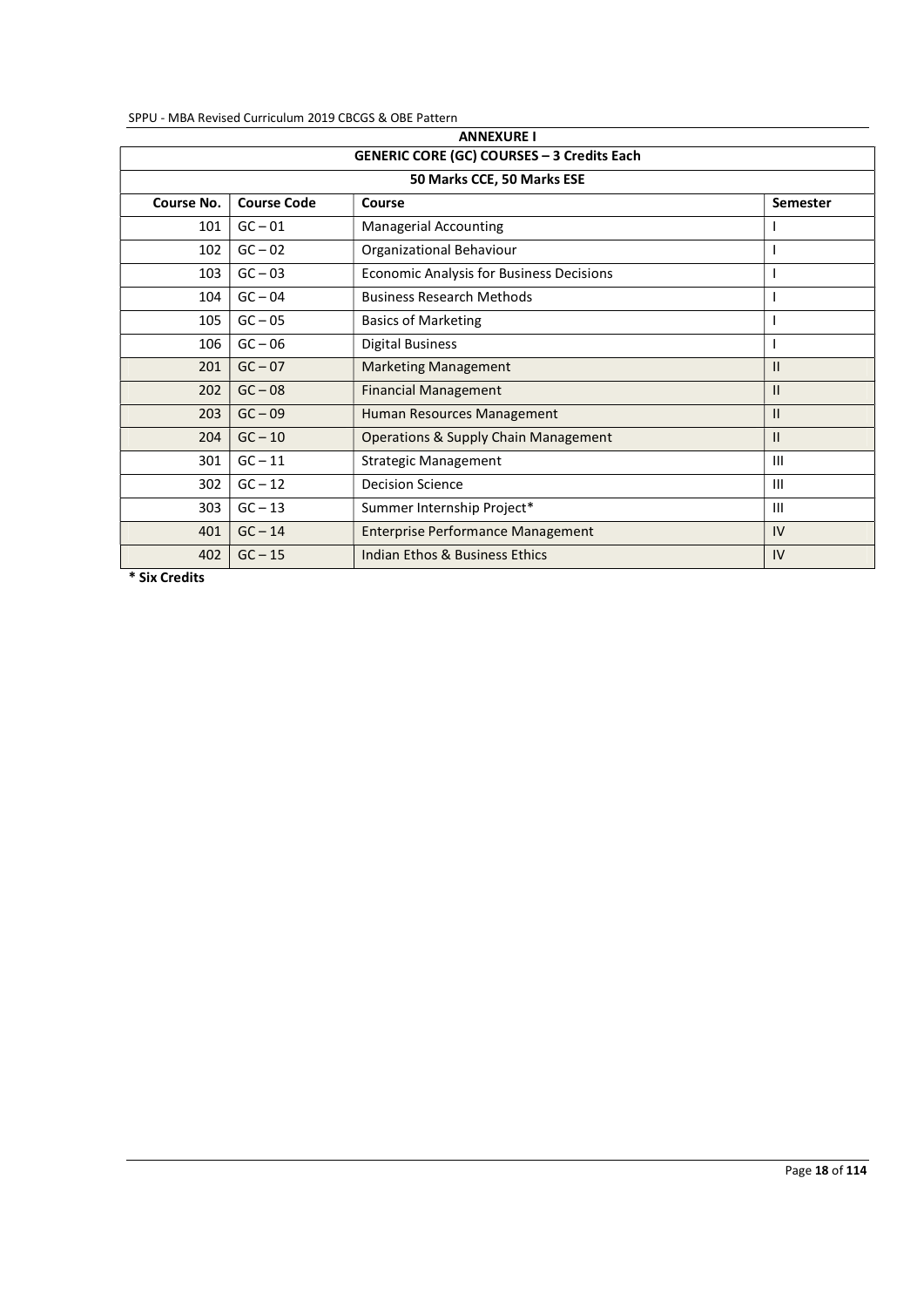## ANNEXURE I

| GENERIC CORE (GC) COURSES – 3 Credits Each | | | |
|---|---|---|---|
| **50 Marks CCE, 50 Marks ESE** | | | |
| **Course No.** | **Course Code** | **Course** | **Semester** |
| 101 | GC – 01 | Managerial Accounting | I |
| 102 | GC – 02 | Organizational Behaviour | I |
| 103 | GC – 03 | Economic Analysis for Business Decisions | I |
| 104 | GC – 04 | Business Research Methods | I |
| 105 | GC – 05 | Basics of Marketing | I |
| 106 | GC – 06 | Digital Business | I |
| 201 | GC – 07 | Marketing Management | II |
| 202 | GC – 08 | Financial Management | II |
| 203 | GC – 09 | Human Resources Management | II |
| 204 | GC – 10 | Operations & Supply Chain Management | II |
| 301 | GC – 11 | Strategic Management | III |
| 302 | GC – 12 | Decision Science | III |
| 303 | GC – 13 | Summer Internship Project* | III |
| 401 | GC – 14 | Enterprise Performance Management | IV |
| 402 | GC – 15 | Indian Ethos & Business Ethics | IV |

**\* Six Credits**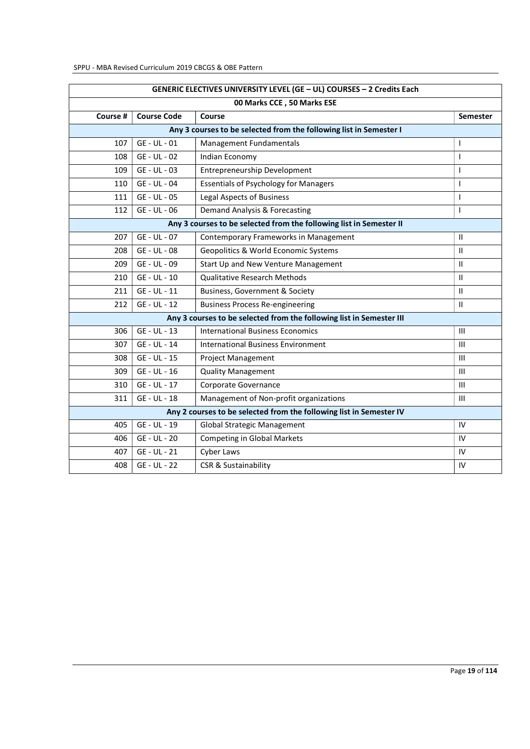| GENERIC ELECTIVES UNIVERSITY LEVEL (GE – UL) COURSES – 2 Credits Each | | | |
|---|---|---|---|
| 00 Marks CCE , 50 Marks ESE | | | |
| **Course #** | **Course Code** | **Course** | **Semester** |
| **Any 3 courses to be selected from the following list in Semester I** | | | |
| 107 | GE - UL - 01 | Management Fundamentals | I |
| 108 | GE - UL - 02 | Indian Economy | I |
| 109 | GE - UL - 03 | Entrepreneurship Development | I |
| 110 | GE - UL - 04 | Essentials of Psychology for Managers | I |
| 111 | GE - UL - 05 | Legal Aspects of Business | I |
| 112 | GE - UL - 06 | Demand Analysis & Forecasting | I |
| **Any 3 courses to be selected from the following list in Semester II** | | | |
| 207 | GE - UL - 07 | Contemporary Frameworks in Management | II |
| 208 | GE - UL - 08 | Geopolitics & World Economic Systems | II |
| 209 | GE - UL - 09 | Start Up and New Venture Management | II |
| 210 | GE - UL - 10 | Qualitative Research Methods | II |
| 211 | GE - UL - 11 | Business, Government & Society | II |
| 212 | GE - UL - 12 | Business Process Re-engineering | II |
| **Any 3 courses to be selected from the following list in Semester III** | | | |
| 306 | GE - UL - 13 | International Business Economics | III |
| 307 | GE - UL - 14 | International Business Environment | III |
| 308 | GE - UL - 15 | Project Management | III |
| 309 | GE - UL - 16 | Quality Management | III |
| 310 | GE - UL - 17 | Corporate Governance | III |
| 311 | GE - UL - 18 | Management of Non-profit organizations | III |
| **Any 2 courses to be selected from the following list in Semester IV** | | | |
| 405 | GE - UL - 19 | Global Strategic Management | IV |
| 406 | GE - UL - 20 | Competing in Global Markets | IV |
| 407 | GE - UL - 21 | Cyber Laws | IV |
| 408 | GE - UL - 22 | CSR & Sustainability | IV |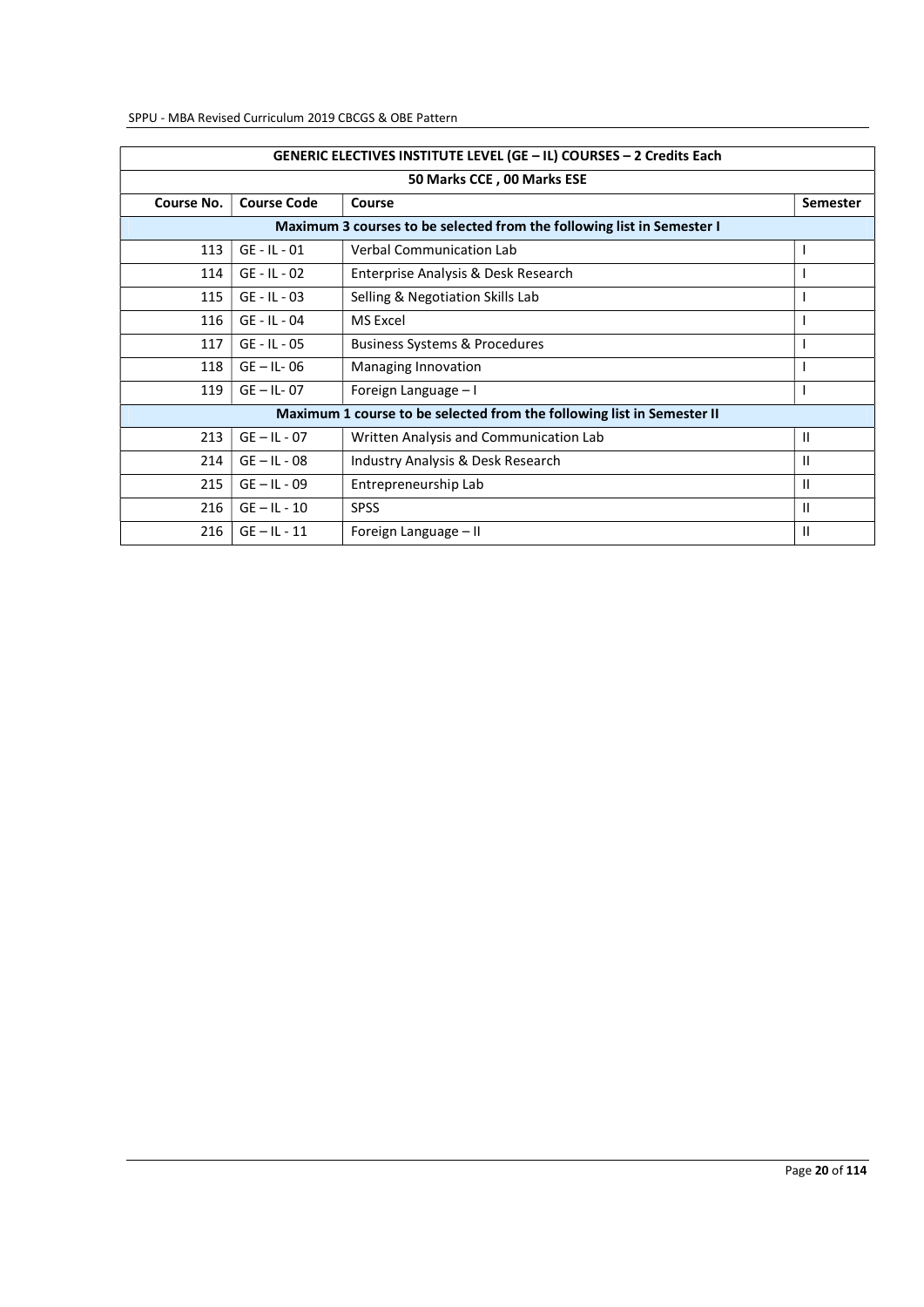| GENERIC ELECTIVES INSTITUTE LEVEL (GE – IL) COURSES – 2 Credits Each | | | |
|---|---|---|---|
| 50 Marks CCE , 00 Marks ESE | | | |
| **Course No.** | **Course Code** | **Course** | **Semester** |
| **Maximum 3 courses to be selected from the following list in Semester I** | | | |
| 113 | GE - IL - 01 | Verbal Communication Lab | I |
| 114 | GE - IL - 02 | Enterprise Analysis & Desk Research | I |
| 115 | GE - IL - 03 | Selling & Negotiation Skills Lab | I |
| 116 | GE - IL - 04 | MS Excel | I |
| 117 | GE - IL - 05 | Business Systems & Procedures | I |
| 118 | GE – IL- 06 | Managing Innovation | I |
| 119 | GE – IL- 07 | Foreign Language – I | I |
| **Maximum 1 course to be selected from the following list in Semester II** | | | |
| 213 | GE – IL - 07 | Written Analysis and Communication Lab | II |
| 214 | GE – IL - 08 | Industry Analysis & Desk Research | II |
| 215 | GE – IL - 09 | Entrepreneurship Lab | II |
| 216 | GE – IL - 10 | SPSS | II |
| 216 | GE – IL - 11 | Foreign Language – II | II |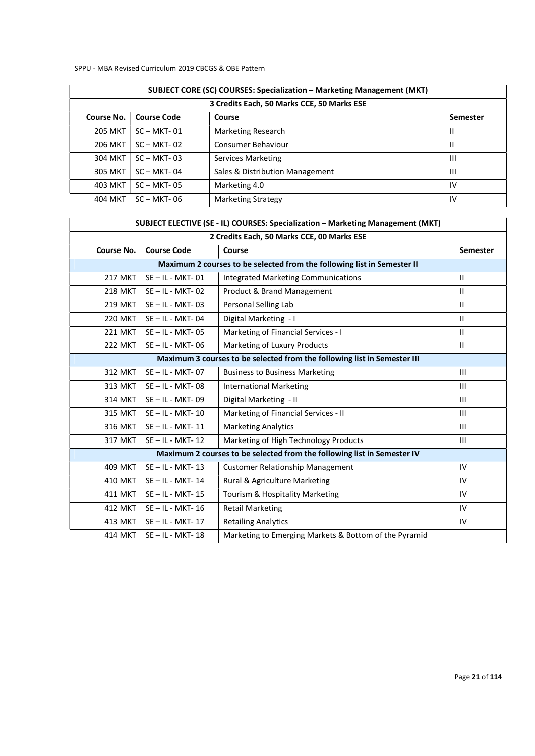| SUBJECT CORE (SC) COURSES: Specialization – Marketing Management (MKT) | | | |
|---|---|---|---|
| 3 Credits Each, 50 Marks CCE, 50 Marks ESE | | | |
| **Course No.** | **Course Code** | **Course** | **Semester** |
| 205 MKT | SC – MKT- 01 | Marketing Research | II |
| 206 MKT | SC – MKT- 02 | Consumer Behaviour | II |
| 304 MKT | SC – MKT- 03 | Services Marketing | III |
| 305 MKT | SC – MKT- 04 | Sales & Distribution Management | III |
| 403 MKT | SC – MKT- 05 | Marketing 4.0 | IV |
| 404 MKT | SC – MKT- 06 | Marketing Strategy | IV |

| SUBJECT ELECTIVE (SE - IL) COURSES: Specialization – Marketing Management (MKT) | | | |
|---|---|---|---|
| 2 Credits Each, 50 Marks CCE, 00 Marks ESE | | | |
| **Course No.** | **Course Code** | **Course** | **Semester** |
| **Maximum 2 courses to be selected from the following list in Semester II** | | | |
| 217 MKT | SE – IL - MKT- 01 | Integrated Marketing Communications | II |
| 218 MKT | SE – IL - MKT- 02 | Product & Brand Management | II |
| 219 MKT | SE – IL - MKT- 03 | Personal Selling Lab | II |
| 220 MKT | SE – IL - MKT- 04 | Digital Marketing - I | II |
| 221 MKT | SE – IL - MKT- 05 | Marketing of Financial Services - I | II |
| 222 MKT | SE – IL - MKT- 06 | Marketing of Luxury Products | II |
| **Maximum 3 courses to be selected from the following list in Semester III** | | | |
| 312 MKT | SE – IL - MKT- 07 | Business to Business Marketing | III |
| 313 MKT | SE – IL - MKT- 08 | International Marketing | III |
| 314 MKT | SE – IL - MKT- 09 | Digital Marketing - II | III |
| 315 MKT | SE – IL - MKT- 10 | Marketing of Financial Services - II | III |
| 316 MKT | SE – IL - MKT- 11 | Marketing Analytics | III |
| 317 MKT | SE – IL - MKT- 12 | Marketing of High Technology Products | III |
| **Maximum 2 courses to be selected from the following list in Semester IV** | | | |
| 409 MKT | SE – IL - MKT- 13 | Customer Relationship Management | IV |
| 410 MKT | SE – IL - MKT- 14 | Rural & Agriculture Marketing | IV |
| 411 MKT | SE – IL - MKT- 15 | Tourism & Hospitality Marketing | IV |
| 412 MKT | SE – IL - MKT- 16 | Retail Marketing | IV |
| 413 MKT | SE – IL - MKT- 17 | Retailing Analytics | IV |
| 414 MKT | SE – IL - MKT- 18 | Marketing to Emerging Markets & Bottom of the Pyramid | |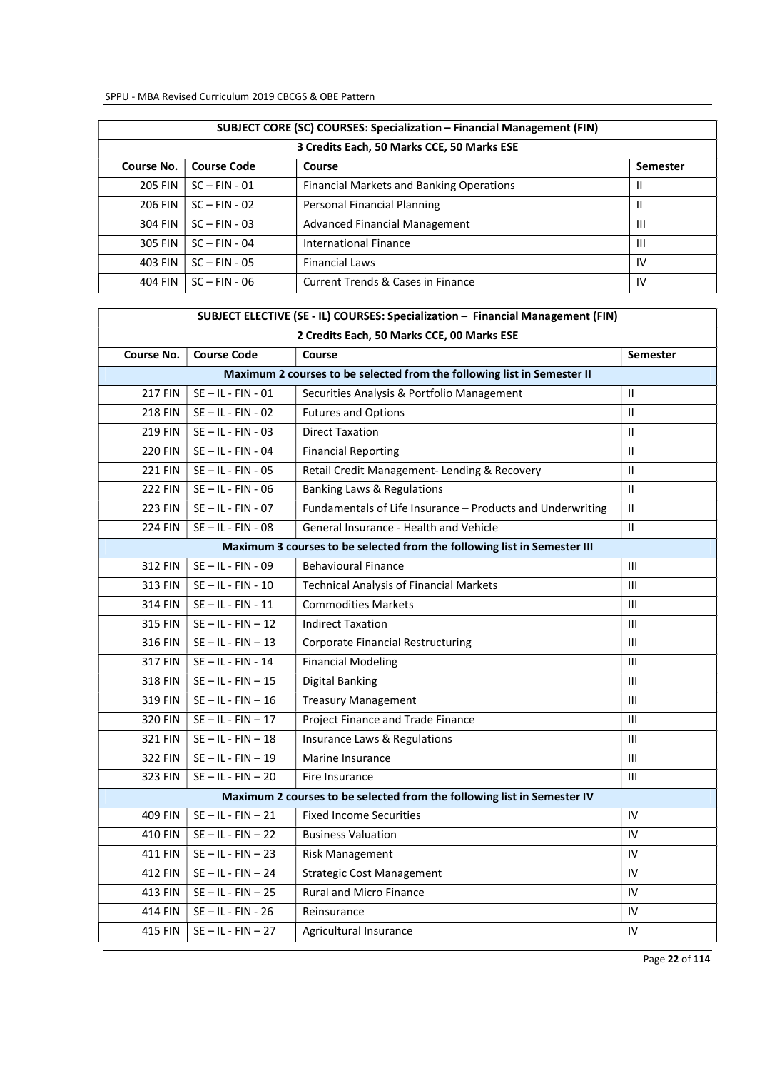| SUBJECT CORE (SC) COURSES: Specialization – Financial Management (FIN) | | | |
|---|---|---|---|
| **3 Credits Each, 50 Marks CCE, 50 Marks ESE** | | | |
| **Course No.** | **Course Code** | **Course** | **Semester** |
| 205 FIN | SC – FIN - 01 | Financial Markets and Banking Operations | II |
| 206 FIN | SC – FIN - 02 | Personal Financial Planning | II |
| 304 FIN | SC – FIN - 03 | Advanced Financial Management | III |
| 305 FIN | SC – FIN - 04 | International Finance | III |
| 403 FIN | SC – FIN - 05 | Financial Laws | IV |
| 404 FIN | SC – FIN - 06 | Current Trends & Cases in Finance | IV |

| SUBJECT ELECTIVE (SE - IL) COURSES: Specialization – Financial Management (FIN) | | | |
|---|---|---|---|
| **2 Credits Each, 50 Marks CCE, 00 Marks ESE** | | | |
| **Course No.** | **Course Code** | **Course** | **Semester** |
| **Maximum 2 courses to be selected from the following list in Semester II** | | | |
| 217 FIN | SE – IL - FIN - 01 | Securities Analysis & Portfolio Management | II |
| 218 FIN | SE – IL - FIN - 02 | Futures and Options | II |
| 219 FIN | SE – IL - FIN - 03 | Direct Taxation | II |
| 220 FIN | SE – IL - FIN - 04 | Financial Reporting | II |
| 221 FIN | SE – IL - FIN - 05 | Retail Credit Management- Lending & Recovery | II |
| 222 FIN | SE – IL - FIN - 06 | Banking Laws & Regulations | II |
| 223 FIN | SE – IL - FIN - 07 | Fundamentals of Life Insurance – Products and Underwriting | II |
| 224 FIN | SE – IL - FIN - 08 | General Insurance - Health and Vehicle | II |
| **Maximum 3 courses to be selected from the following list in Semester III** | | | |
| 312 FIN | SE – IL - FIN - 09 | Behavioural Finance | III |
| 313 FIN | SE – IL - FIN - 10 | Technical Analysis of Financial Markets | III |
| 314 FIN | SE – IL - FIN - 11 | Commodities Markets | III |
| 315 FIN | SE – IL - FIN – 12 | Indirect Taxation | III |
| 316 FIN | SE – IL - FIN – 13 | Corporate Financial Restructuring | III |
| 317 FIN | SE – IL - FIN - 14 | Financial Modeling | III |
| 318 FIN | SE – IL - FIN – 15 | Digital Banking | III |
| 319 FIN | SE – IL - FIN – 16 | Treasury Management | III |
| 320 FIN | SE – IL - FIN – 17 | Project Finance and Trade Finance | III |
| 321 FIN | SE – IL - FIN – 18 | Insurance Laws & Regulations | III |
| 322 FIN | SE – IL - FIN – 19 | Marine Insurance | III |
| 323 FIN | SE – IL - FIN – 20 | Fire Insurance | III |
| **Maximum 2 courses to be selected from the following list in Semester IV** | | | |
| 409 FIN | SE – IL - FIN – 21 | Fixed Income Securities | IV |
| 410 FIN | SE – IL - FIN – 22 | Business Valuation | IV |
| 411 FIN | SE – IL - FIN – 23 | Risk Management | IV |
| 412 FIN | SE – IL - FIN – 24 | Strategic Cost Management | IV |
| 413 FIN | SE – IL - FIN – 25 | Rural and Micro Finance | IV |
| 414 FIN | SE – IL - FIN - 26 | Reinsurance | IV |
| 415 FIN | SE – IL - FIN – 27 | Agricultural Insurance | IV |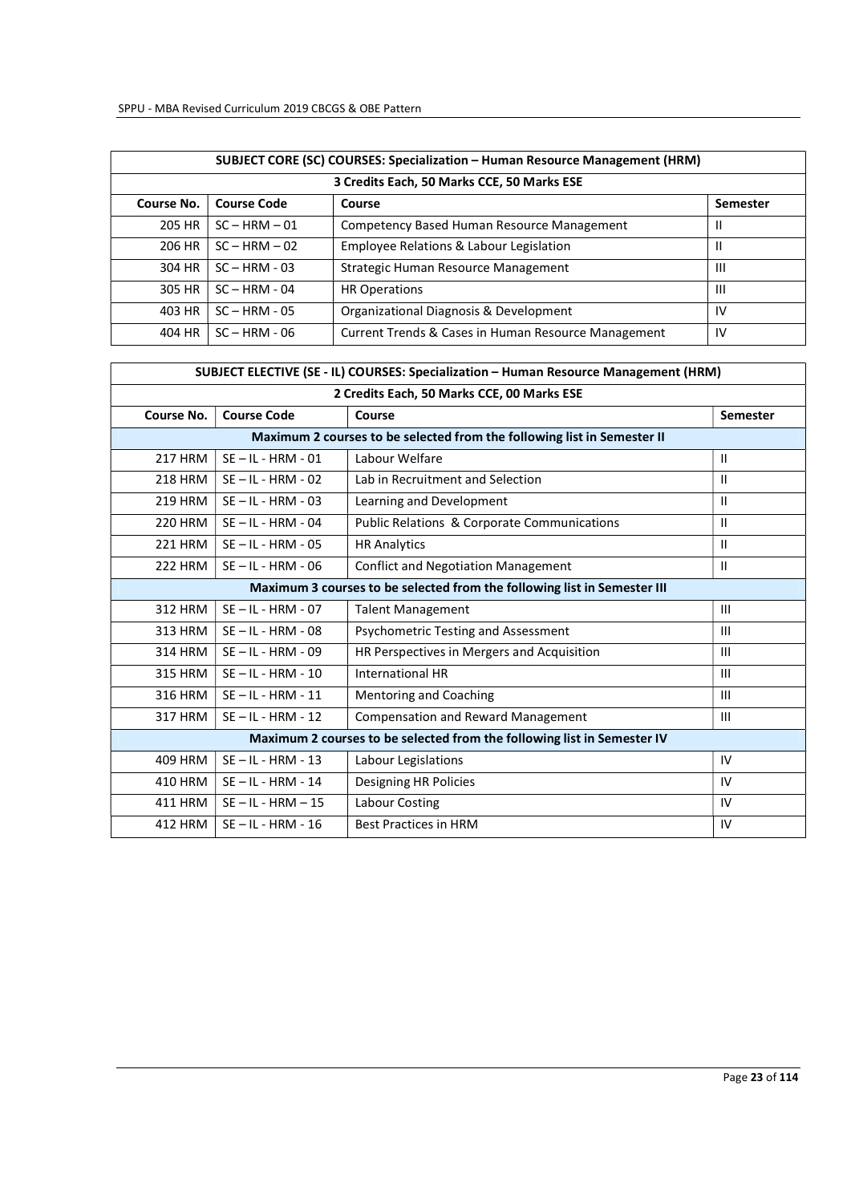| SUBJECT CORE (SC) COURSES: Specialization – Human Resource Management (HRM) | | | |
|---|---|---|---|
| 3 Credits Each, 50 Marks CCE, 50 Marks ESE | | | |
| **Course No.** | **Course Code** | **Course** | **Semester** |
| 205 HR | SC – HRM – 01 | Competency Based Human Resource Management | II |
| 206 HR | SC – HRM – 02 | Employee Relations & Labour Legislation | II |
| 304 HR | SC – HRM - 03 | Strategic Human Resource Management | III |
| 305 HR | SC – HRM - 04 | HR Operations | III |
| 403 HR | SC – HRM - 05 | Organizational Diagnosis & Development | IV |
| 404 HR | SC – HRM - 06 | Current Trends & Cases in Human Resource Management | IV |

| SUBJECT ELECTIVE (SE - IL) COURSES: Specialization – Human Resource Management (HRM) | | | |
|---|---|---|---|
| 2 Credits Each, 50 Marks CCE, 00 Marks ESE | | | |
| **Course No.** | **Course Code** | **Course** | **Semester** |
| **Maximum 2 courses to be selected from the following list in Semester II** | | | |
| 217 HRM | SE – IL - HRM - 01 | Labour Welfare | II |
| 218 HRM | SE – IL - HRM - 02 | Lab in Recruitment and Selection | II |
| 219 HRM | SE – IL - HRM - 03 | Learning and Development | II |
| 220 HRM | SE – IL - HRM - 04 | Public Relations & Corporate Communications | II |
| 221 HRM | SE – IL - HRM - 05 | HR Analytics | II |
| 222 HRM | SE – IL - HRM - 06 | Conflict and Negotiation Management | II |
| **Maximum 3 courses to be selected from the following list in Semester III** | | | |
| 312 HRM | SE – IL - HRM - 07 | Talent Management | III |
| 313 HRM | SE – IL - HRM - 08 | Psychometric Testing and Assessment | III |
| 314 HRM | SE – IL - HRM - 09 | HR Perspectives in Mergers and Acquisition | III |
| 315 HRM | SE – IL - HRM - 10 | International HR | III |
| 316 HRM | SE – IL - HRM - 11 | Mentoring and Coaching | III |
| 317 HRM | SE – IL - HRM - 12 | Compensation and Reward Management | III |
| **Maximum 2 courses to be selected from the following list in Semester IV** | | | |
| 409 HRM | SE – IL - HRM - 13 | Labour Legislations | IV |
| 410 HRM | SE – IL - HRM - 14 | Designing HR Policies | IV |
| 411 HRM | SE – IL - HRM – 15 | Labour Costing | IV |
| 412 HRM | SE – IL - HRM - 16 | Best Practices in HRM | IV |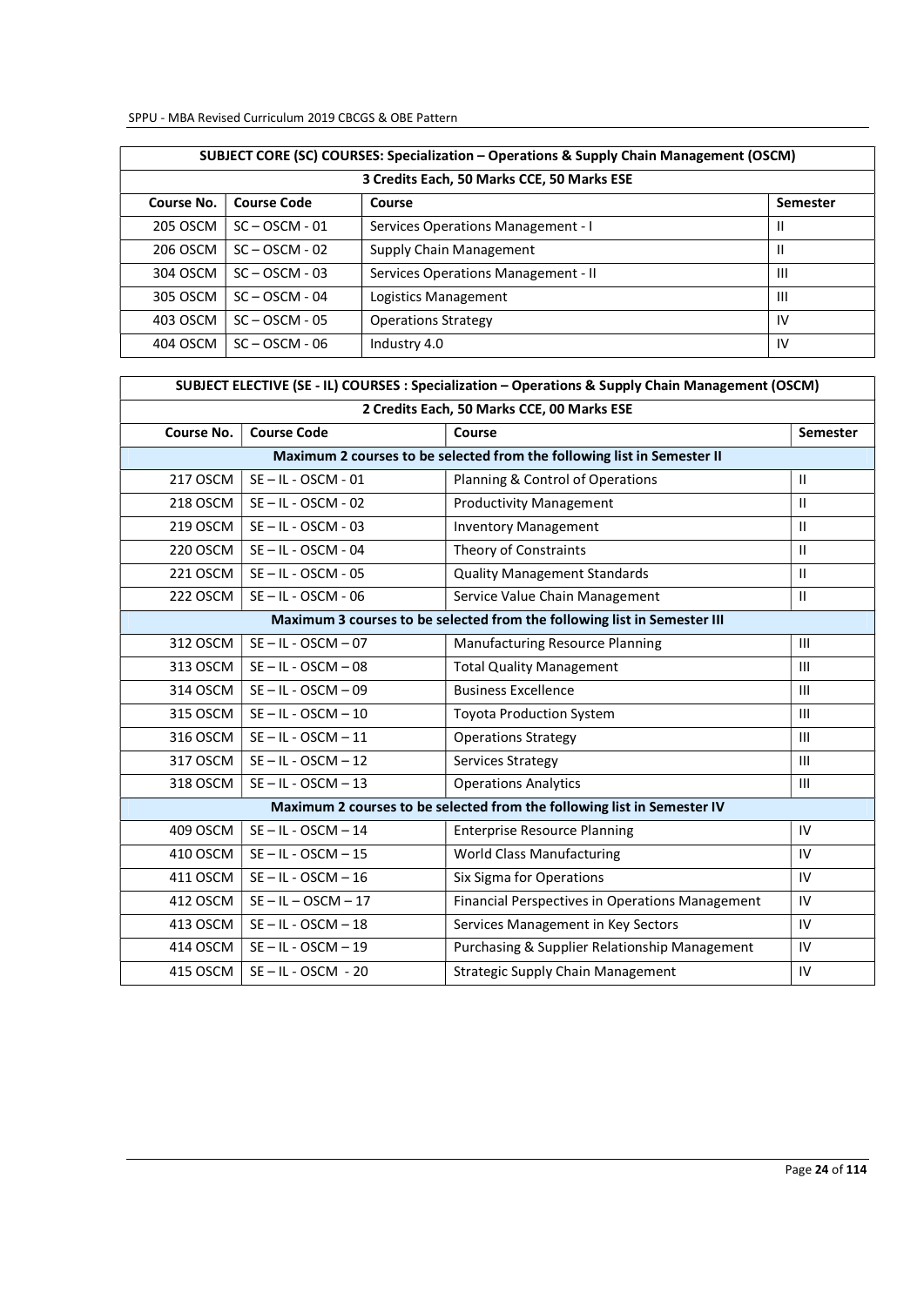| SUBJECT CORE (SC) COURSES: Specialization – Operations & Supply Chain Management (OSCM) | | | |
|---|---|---|---|
| 3 Credits Each, 50 Marks CCE, 50 Marks ESE | | | |
| **Course No.** | **Course Code** | **Course** | **Semester** |
| 205 OSCM | SC – OSCM - 01 | Services Operations Management - I | II |
| 206 OSCM | SC – OSCM - 02 | Supply Chain Management | II |
| 304 OSCM | SC – OSCM - 03 | Services Operations Management - II | III |
| 305 OSCM | SC – OSCM - 04 | Logistics Management | III |
| 403 OSCM | SC – OSCM - 05 | Operations Strategy | IV |
| 404 OSCM | SC – OSCM - 06 | Industry 4.0 | IV |

| SUBJECT ELECTIVE (SE - IL) COURSES : Specialization – Operations & Supply Chain Management (OSCM) | | | |
|---|---|---|---|
| 2 Credits Each, 50 Marks CCE, 00 Marks ESE | | | |
| **Course No.** | **Course Code** | **Course** | **Semester** |
| **Maximum 2 courses to be selected from the following list in Semester II** | | | |
| 217 OSCM | SE – IL - OSCM - 01 | Planning & Control of Operations | II |
| 218 OSCM | SE – IL - OSCM - 02 | Productivity Management | II |
| 219 OSCM | SE – IL - OSCM - 03 | Inventory Management | II |
| 220 OSCM | SE – IL - OSCM - 04 | Theory of Constraints | II |
| 221 OSCM | SE – IL - OSCM - 05 | Quality Management Standards | II |
| 222 OSCM | SE – IL - OSCM - 06 | Service Value Chain Management | II |
| **Maximum 3 courses to be selected from the following list in Semester III** | | | |
| 312 OSCM | SE – IL - OSCM – 07 | Manufacturing Resource Planning | III |
| 313 OSCM | SE – IL - OSCM – 08 | Total Quality Management | III |
| 314 OSCM | SE – IL - OSCM – 09 | Business Excellence | III |
| 315 OSCM | SE – IL - OSCM – 10 | Toyota Production System | III |
| 316 OSCM | SE – IL - OSCM – 11 | Operations Strategy | III |
| 317 OSCM | SE – IL - OSCM – 12 | Services Strategy | III |
| 318 OSCM | SE – IL - OSCM – 13 | Operations Analytics | III |
| **Maximum 2 courses to be selected from the following list in Semester IV** | | | |
| 409 OSCM | SE – IL - OSCM – 14 | Enterprise Resource Planning | IV |
| 410 OSCM | SE – IL - OSCM – 15 | World Class Manufacturing | IV |
| 411 OSCM | SE – IL - OSCM – 16 | Six Sigma for Operations | IV |
| 412 OSCM | SE – IL – OSCM – 17 | Financial Perspectives in Operations Management | IV |
| 413 OSCM | SE – IL - OSCM – 18 | Services Management in Key Sectors | IV |
| 414 OSCM | SE – IL - OSCM – 19 | Purchasing & Supplier Relationship Management | IV |
| 415 OSCM | SE – IL - OSCM - 20 | Strategic Supply Chain Management | IV |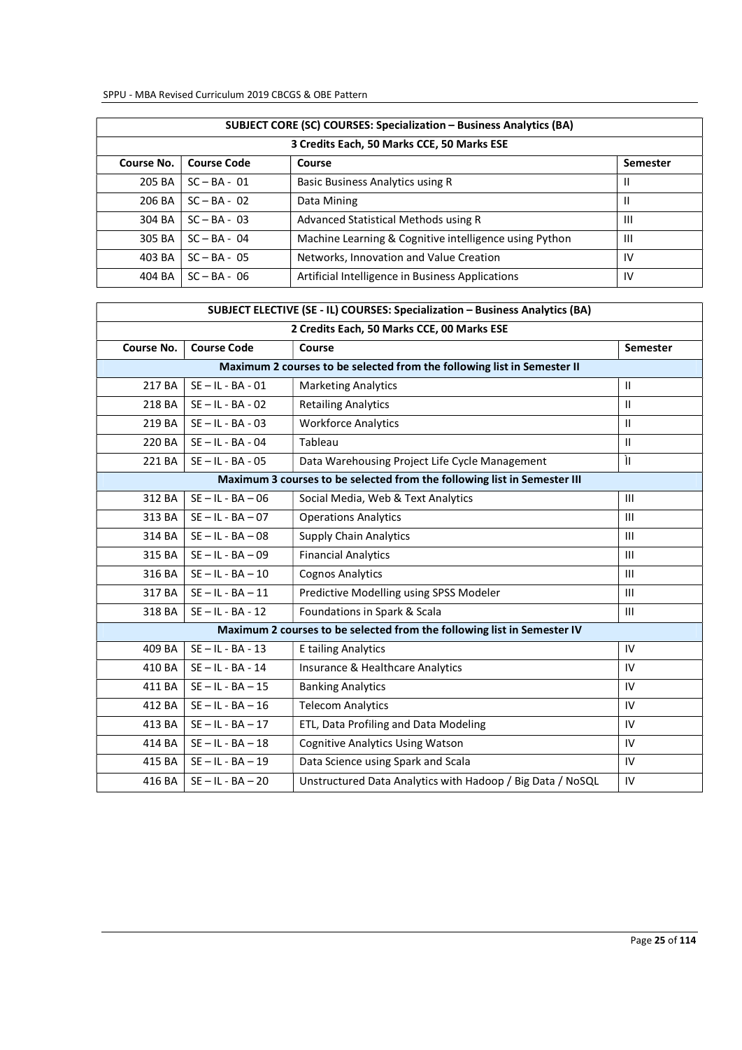| SUBJECT CORE (SC) COURSES: Specialization – Business Analytics (BA) | | | |
|---|---|---|---|
| 3 Credits Each, 50 Marks CCE, 50 Marks ESE | | | |
| **Course No.** | **Course Code** | **Course** | **Semester** |
| 205 BA | SC – BA - 01 | Basic Business Analytics using R | II |
| 206 BA | SC – BA - 02 | Data Mining | II |
| 304 BA | SC – BA - 03 | Advanced Statistical Methods using R | III |
| 305 BA | SC – BA - 04 | Machine Learning & Cognitive intelligence using Python | III |
| 403 BA | SC – BA - 05 | Networks, Innovation and Value Creation | IV |
| 404 BA | SC – BA - 06 | Artificial Intelligence in Business Applications | IV |

| SUBJECT ELECTIVE (SE - IL) COURSES: Specialization – Business Analytics (BA) | | | |
|---|---|---|---|
| 2 Credits Each, 50 Marks CCE, 00 Marks ESE | | | |
| **Course No.** | **Course Code** | **Course** | **Semester** |
| **Maximum 2 courses to be selected from the following list in Semester II** | | | |
| 217 BA | SE – IL - BA - 01 | Marketing Analytics | II |
| 218 BA | SE – IL - BA - 02 | Retailing Analytics | II |
| 219 BA | SE – IL - BA - 03 | Workforce Analytics | II |
| 220 BA | SE – IL - BA - 04 | Tableau | II |
| 221 BA | SE – IL - BA - 05 | Data Warehousing Project Life Cycle Management | ÌI |
| **Maximum 3 courses to be selected from the following list in Semester III** | | | |
| 312 BA | SE – IL - BA – 06 | Social Media, Web & Text Analytics | III |
| 313 BA | SE – IL - BA – 07 | Operations Analytics | III |
| 314 BA | SE – IL - BA – 08 | Supply Chain Analytics | III |
| 315 BA | SE – IL - BA – 09 | Financial Analytics | III |
| 316 BA | SE – IL - BA – 10 | Cognos Analytics | III |
| 317 BA | SE – IL - BA – 11 | Predictive Modelling using SPSS Modeler | III |
| 318 BA | SE – IL - BA - 12 | Foundations in Spark & Scala | III |
| **Maximum 2 courses to be selected from the following list in Semester IV** | | | |
| 409 BA | SE – IL - BA - 13 | E tailing Analytics | IV |
| 410 BA | SE – IL - BA - 14 | Insurance & Healthcare Analytics | IV |
| 411 BA | SE – IL - BA – 15 | Banking Analytics | IV |
| 412 BA | SE – IL - BA – 16 | Telecom Analytics | IV |
| 413 BA | SE – IL - BA – 17 | ETL, Data Profiling and Data Modeling | IV |
| 414 BA | SE – IL - BA – 18 | Cognitive Analytics Using Watson | IV |
| 415 BA | SE – IL - BA – 19 | Data Science using Spark and Scala | IV |
| 416 BA | SE – IL - BA – 20 | Unstructured Data Analytics with Hadoop / Big Data / NoSQL | IV |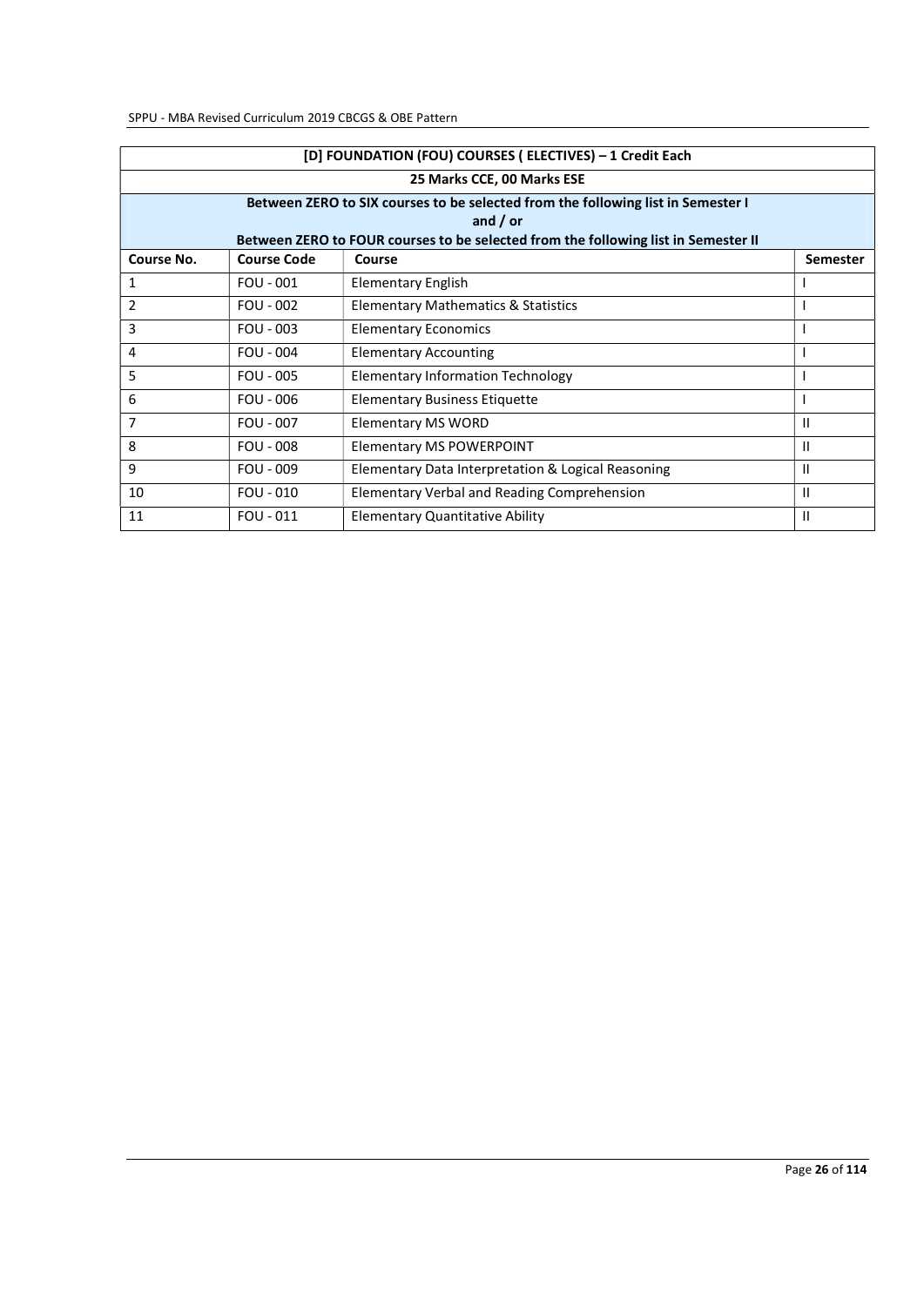| [D] FOUNDATION (FOU) COURSES ( ELECTIVES) – 1 Credit Each | | | |
|---|---|---|---|
| 25 Marks CCE, 00 Marks ESE | | | |
| Between ZERO to SIX courses to be selected from the following list in Semester I and / or Between ZERO to FOUR courses to be selected from the following list in Semester II | | | |
| **Course No.** | **Course Code** | **Course** | **Semester** |
| 1 | FOU - 001 | Elementary English | I |
| 2 | FOU - 002 | Elementary Mathematics & Statistics | I |
| 3 | FOU - 003 | Elementary Economics | I |
| 4 | FOU - 004 | Elementary Accounting | I |
| 5 | FOU - 005 | Elementary Information Technology | I |
| 6 | FOU - 006 | Elementary Business Etiquette | I |
| 7 | FOU - 007 | Elementary MS WORD | II |
| 8 | FOU - 008 | Elementary MS POWERPOINT | II |
| 9 | FOU - 009 | Elementary Data Interpretation & Logical Reasoning | II |
| 10 | FOU - 010 | Elementary Verbal and Reading Comprehension | II |
| 11 | FOU - 011 | Elementary Quantitative Ability | II |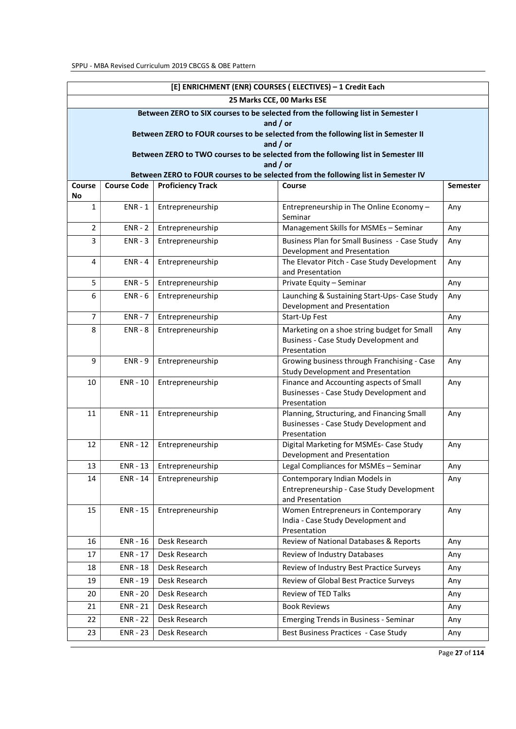| [E] ENRICHMENT (ENR) COURSES ( ELECTIVES) – 1 Credit Each | | | | |
|---|---|---|---|---|
| 25 Marks CCE, 00 Marks ESE | | | | |
| Between ZERO to SIX courses to be selected from the following list in Semester I and / or Between ZERO to FOUR courses to be selected from the following list in Semester II and / or Between ZERO to TWO courses to be selected from the following list in Semester III and / or Between ZERO to FOUR courses to be selected from the following list in Semester IV | | | | |
| **Course No** | **Course Code** | **Proficiency Track** | **Course** | **Semester** |
| 1 | ENR - 1 | Entrepreneurship | Entrepreneurship in The Online Economy – Seminar | Any |
| 2 | ENR - 2 | Entrepreneurship | Management Skills for MSMEs – Seminar | Any |
| 3 | ENR - 3 | Entrepreneurship | Business Plan for Small Business - Case Study Development and Presentation | Any |
| 4 | ENR - 4 | Entrepreneurship | The Elevator Pitch - Case Study Development and Presentation | Any |
| 5 | ENR - 5 | Entrepreneurship | Private Equity – Seminar | Any |
| 6 | ENR - 6 | Entrepreneurship | Launching & Sustaining Start-Ups- Case Study Development and Presentation | Any |
| 7 | ENR - 7 | Entrepreneurship | Start-Up Fest | Any |
| 8 | ENR - 8 | Entrepreneurship | Marketing on a shoe string budget for Small Business - Case Study Development and Presentation | Any |
| 9 | ENR - 9 | Entrepreneurship | Growing business through Franchising - Case Study Development and Presentation | Any |
| 10 | ENR - 10 | Entrepreneurship | Finance and Accounting aspects of Small Businesses - Case Study Development and Presentation | Any |
| 11 | ENR - 11 | Entrepreneurship | Planning, Structuring, and Financing Small Businesses - Case Study Development and Presentation | Any |
| 12 | ENR - 12 | Entrepreneurship | Digital Marketing for MSMEs- Case Study Development and Presentation | Any |
| 13 | ENR - 13 | Entrepreneurship | Legal Compliances for MSMEs – Seminar | Any |
| 14 | ENR - 14 | Entrepreneurship | Contemporary Indian Models in Entrepreneurship - Case Study Development and Presentation | Any |
| 15 | ENR - 15 | Entrepreneurship | Women Entrepreneurs in Contemporary India - Case Study Development and Presentation | Any |
| 16 | ENR - 16 | Desk Research | Review of National Databases & Reports | Any |
| 17 | ENR - 17 | Desk Research | Review of Industry Databases | Any |
| 18 | ENR - 18 | Desk Research | Review of Industry Best Practice Surveys | Any |
| 19 | ENR - 19 | Desk Research | Review of Global Best Practice Surveys | Any |
| 20 | ENR - 20 | Desk Research | Review of TED Talks | Any |
| 21 | ENR - 21 | Desk Research | Book Reviews | Any |
| 22 | ENR - 22 | Desk Research | Emerging Trends in Business - Seminar | Any |
| 23 | ENR - 23 | Desk Research | Best Business Practices - Case Study | Any |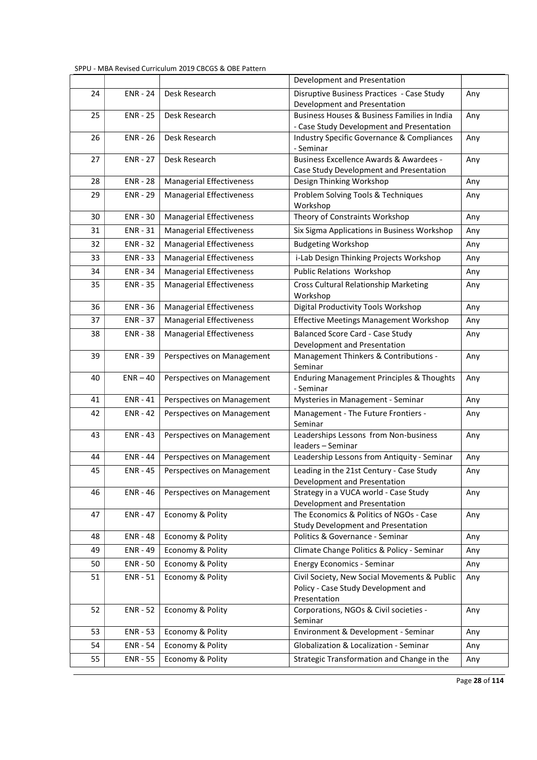| | | | Development and Presentation | |
|---|---|---|---|---|
| 24 | ENR - 24 | Desk Research | Disruptive Business Practices - Case Study Development and Presentation | Any |
| 25 | ENR - 25 | Desk Research | Business Houses & Business Families in India - Case Study Development and Presentation | Any |
| 26 | ENR - 26 | Desk Research | Industry Specific Governance & Compliances - Seminar | Any |
| 27 | ENR - 27 | Desk Research | Business Excellence Awards & Awardees - Case Study Development and Presentation | Any |
| 28 | ENR - 28 | Managerial Effectiveness | Design Thinking Workshop | Any |
| 29 | ENR - 29 | Managerial Effectiveness | Problem Solving Tools & Techniques Workshop | Any |
| 30 | ENR - 30 | Managerial Effectiveness | Theory of Constraints Workshop | Any |
| 31 | ENR - 31 | Managerial Effectiveness | Six Sigma Applications in Business Workshop | Any |
| 32 | ENR - 32 | Managerial Effectiveness | Budgeting Workshop | Any |
| 33 | ENR - 33 | Managerial Effectiveness | i-Lab Design Thinking Projects Workshop | Any |
| 34 | ENR - 34 | Managerial Effectiveness | Public Relations Workshop | Any |
| 35 | ENR - 35 | Managerial Effectiveness | Cross Cultural Relationship Marketing Workshop | Any |
| 36 | ENR - 36 | Managerial Effectiveness | Digital Productivity Tools Workshop | Any |
| 37 | ENR - 37 | Managerial Effectiveness | Effective Meetings Management Workshop | Any |
| 38 | ENR - 38 | Managerial Effectiveness | Balanced Score Card - Case Study Development and Presentation | Any |
| 39 | ENR - 39 | Perspectives on Management | Management Thinkers & Contributions - Seminar | Any |
| 40 | ENR – 40 | Perspectives on Management | Enduring Management Principles & Thoughts - Seminar | Any |
| 41 | ENR - 41 | Perspectives on Management | Mysteries in Management - Seminar | Any |
| 42 | ENR - 42 | Perspectives on Management | Management - The Future Frontiers - Seminar | Any |
| 43 | ENR - 43 | Perspectives on Management | Leaderships Lessons from Non-business leaders – Seminar | Any |
| 44 | ENR - 44 | Perspectives on Management | Leadership Lessons from Antiquity - Seminar | Any |
| 45 | ENR - 45 | Perspectives on Management | Leading in the 21st Century - Case Study Development and Presentation | Any |
| 46 | ENR - 46 | Perspectives on Management | Strategy in a VUCA world - Case Study Development and Presentation | Any |
| 47 | ENR - 47 | Economy & Polity | The Economics & Politics of NGOs - Case Study Development and Presentation | Any |
| 48 | ENR - 48 | Economy & Polity | Politics & Governance - Seminar | Any |
| 49 | ENR - 49 | Economy & Polity | Climate Change Politics & Policy - Seminar | Any |
| 50 | ENR - 50 | Economy & Polity | Energy Economics - Seminar | Any |
| 51 | ENR - 51 | Economy & Polity | Civil Society, New Social Movements & Public Policy - Case Study Development and Presentation | Any |
| 52 | ENR - 52 | Economy & Polity | Corporations, NGOs & Civil societies - Seminar | Any |
| 53 | ENR - 53 | Economy & Polity | Environment & Development - Seminar | Any |
| 54 | ENR - 54 | Economy & Polity | Globalization & Localization - Seminar | Any |
| 55 | ENR - 55 | Economy & Polity | Strategic Transformation and Change in the | Any |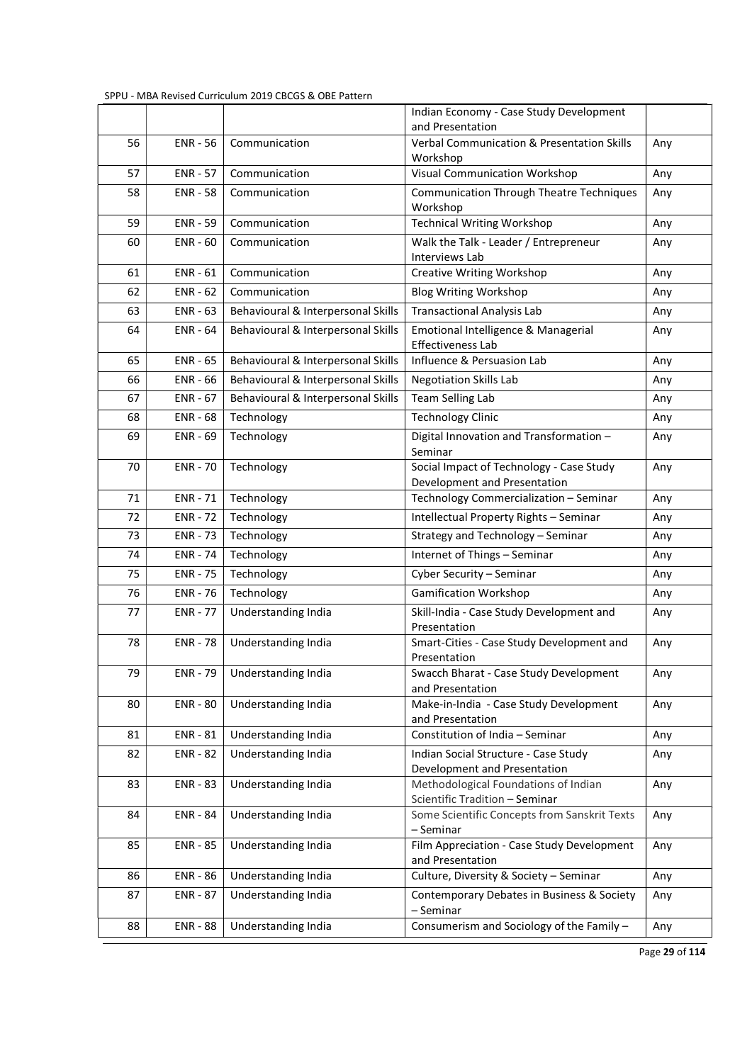|  |  |  | Indian Economy - Case Study Development and Presentation |  |
|---|---|---|---|---|
| 56 | ENR - 56 | Communication | Verbal Communication & Presentation Skills Workshop | Any |
| 57 | ENR - 57 | Communication | Visual Communication Workshop | Any |
| 58 | ENR - 58 | Communication | Communication Through Theatre Techniques Workshop | Any |
| 59 | ENR - 59 | Communication | Technical Writing Workshop | Any |
| 60 | ENR - 60 | Communication | Walk the Talk - Leader / Entrepreneur Interviews Lab | Any |
| 61 | ENR - 61 | Communication | Creative Writing Workshop | Any |
| 62 | ENR - 62 | Communication | Blog Writing Workshop | Any |
| 63 | ENR - 63 | Behavioural & Interpersonal Skills | Transactional Analysis Lab | Any |
| 64 | ENR - 64 | Behavioural & Interpersonal Skills | Emotional Intelligence & Managerial Effectiveness Lab | Any |
| 65 | ENR - 65 | Behavioural & Interpersonal Skills | Influence & Persuasion Lab | Any |
| 66 | ENR - 66 | Behavioural & Interpersonal Skills | Negotiation Skills Lab | Any |
| 67 | ENR - 67 | Behavioural & Interpersonal Skills | Team Selling Lab | Any |
| 68 | ENR - 68 | Technology | Technology Clinic | Any |
| 69 | ENR - 69 | Technology | Digital Innovation and Transformation – Seminar | Any |
| 70 | ENR - 70 | Technology | Social Impact of Technology - Case Study Development and Presentation | Any |
| 71 | ENR - 71 | Technology | Technology Commercialization – Seminar | Any |
| 72 | ENR - 72 | Technology | Intellectual Property Rights – Seminar | Any |
| 73 | ENR - 73 | Technology | Strategy and Technology – Seminar | Any |
| 74 | ENR - 74 | Technology | Internet of Things – Seminar | Any |
| 75 | ENR - 75 | Technology | Cyber Security – Seminar | Any |
| 76 | ENR - 76 | Technology | Gamification Workshop | Any |
| 77 | ENR - 77 | Understanding India | Skill-India - Case Study Development and Presentation | Any |
| 78 | ENR - 78 | Understanding India | Smart-Cities - Case Study Development and Presentation | Any |
| 79 | ENR - 79 | Understanding India | Swacch Bharat - Case Study Development and Presentation | Any |
| 80 | ENR - 80 | Understanding India | Make-in-India - Case Study Development and Presentation | Any |
| 81 | ENR - 81 | Understanding India | Constitution of India – Seminar | Any |
| 82 | ENR - 82 | Understanding India | Indian Social Structure - Case Study Development and Presentation | Any |
| 83 | ENR - 83 | Understanding India | Methodological Foundations of Indian Scientific Tradition – Seminar | Any |
| 84 | ENR - 84 | Understanding India | Some Scientific Concepts from Sanskrit Texts – Seminar | Any |
| 85 | ENR - 85 | Understanding India | Film Appreciation - Case Study Development and Presentation | Any |
| 86 | ENR - 86 | Understanding India | Culture, Diversity & Society – Seminar | Any |
| 87 | ENR - 87 | Understanding India | Contemporary Debates in Business & Society – Seminar | Any |
| 88 | ENR - 88 | Understanding India | Consumerism and Sociology of the Family – | Any |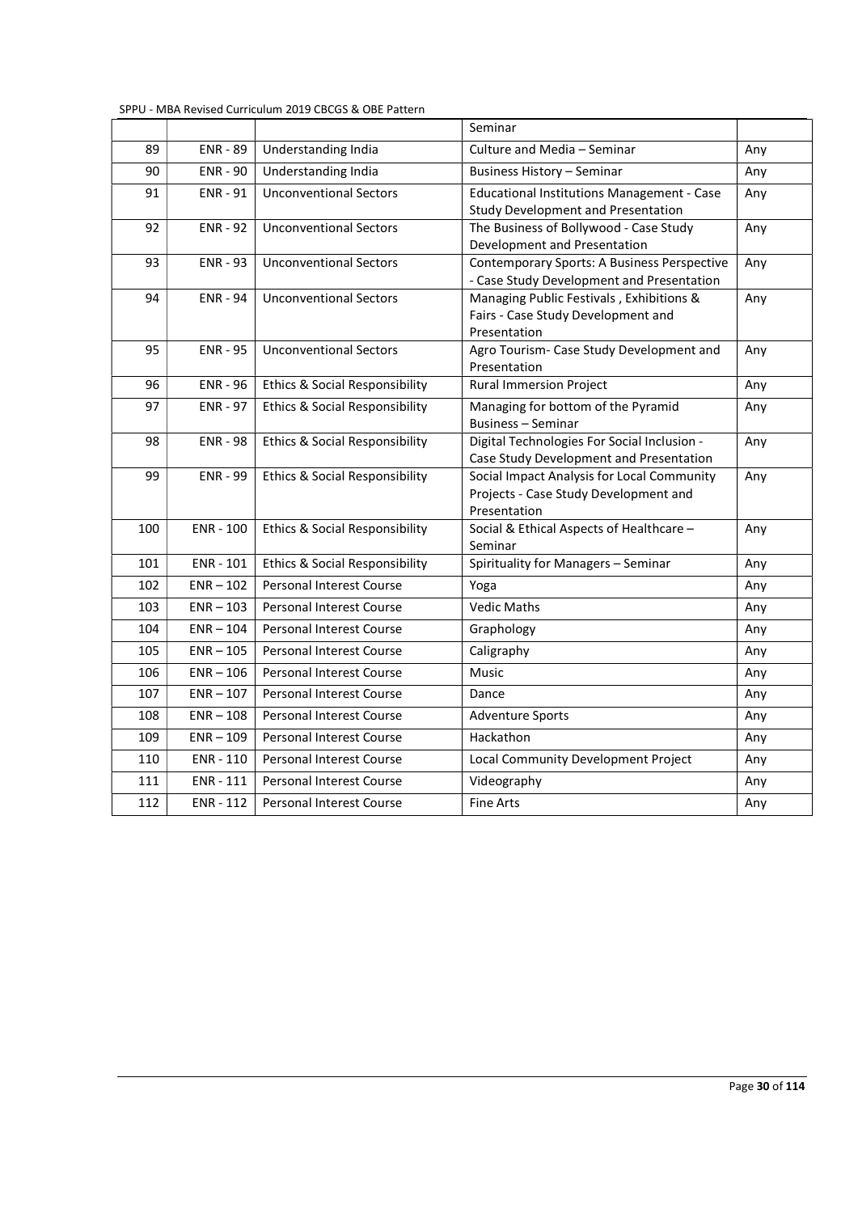| | | | Seminar | |
|---|---|---|---|---|
| 89 | ENR - 89 | Understanding India | Culture and Media – Seminar | Any |
| 90 | ENR - 90 | Understanding India | Business History – Seminar | Any |
| 91 | ENR - 91 | Unconventional Sectors | Educational Institutions Management - Case Study Development and Presentation | Any |
| 92 | ENR - 92 | Unconventional Sectors | The Business of Bollywood - Case Study Development and Presentation | Any |
| 93 | ENR - 93 | Unconventional Sectors | Contemporary Sports: A Business Perspective - Case Study Development and Presentation | Any |
| 94 | ENR - 94 | Unconventional Sectors | Managing Public Festivals , Exhibitions & Fairs - Case Study Development and Presentation | Any |
| 95 | ENR - 95 | Unconventional Sectors | Agro Tourism- Case Study Development and Presentation | Any |
| 96 | ENR - 96 | Ethics & Social Responsibility | Rural Immersion Project | Any |
| 97 | ENR - 97 | Ethics & Social Responsibility | Managing for bottom of the Pyramid Business – Seminar | Any |
| 98 | ENR - 98 | Ethics & Social Responsibility | Digital Technologies For Social Inclusion - Case Study Development and Presentation | Any |
| 99 | ENR - 99 | Ethics & Social Responsibility | Social Impact Analysis for Local Community Projects - Case Study Development and Presentation | Any |
| 100 | ENR - 100 | Ethics & Social Responsibility | Social & Ethical Aspects of Healthcare – Seminar | Any |
| 101 | ENR - 101 | Ethics & Social Responsibility | Spirituality for Managers – Seminar | Any |
| 102 | ENR – 102 | Personal Interest Course | Yoga | Any |
| 103 | ENR – 103 | Personal Interest Course | Vedic Maths | Any |
| 104 | ENR – 104 | Personal Interest Course | Graphology | Any |
| 105 | ENR – 105 | Personal Interest Course | Caligraphy | Any |
| 106 | ENR – 106 | Personal Interest Course | Music | Any |
| 107 | ENR – 107 | Personal Interest Course | Dance | Any |
| 108 | ENR – 108 | Personal Interest Course | Adventure Sports | Any |
| 109 | ENR – 109 | Personal Interest Course | Hackathon | Any |
| 110 | ENR - 110 | Personal Interest Course | Local Community Development Project | Any |
| 111 | ENR - 111 | Personal Interest Course | Videography | Any |
| 112 | ENR - 112 | Personal Interest Course | Fine Arts | Any |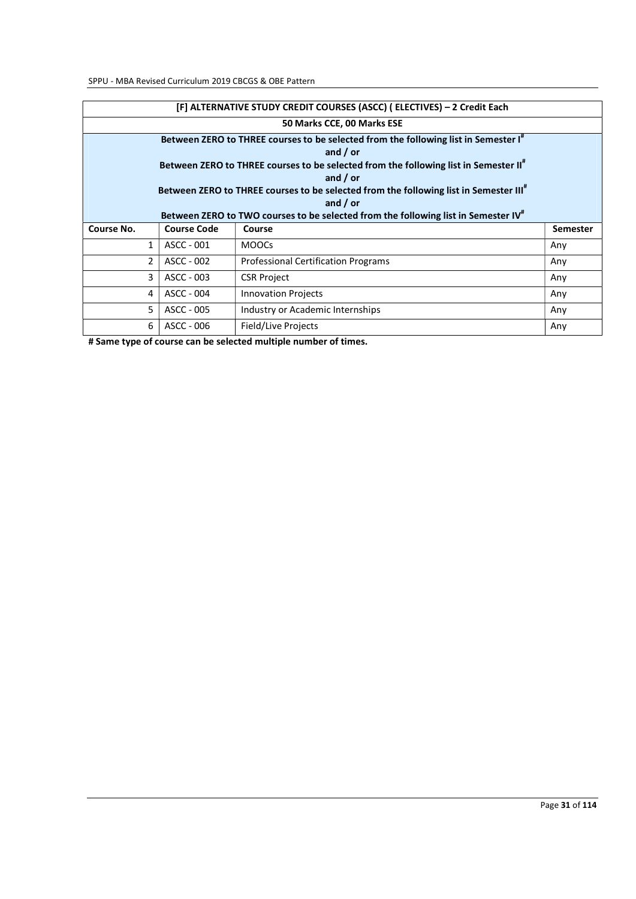| [F] ALTERNATIVE STUDY CREDIT COURSES (ASCC) ( ELECTIVES) – 2 Credit Each | | | |
|---|---|---|---|
| 50 Marks CCE, 00 Marks ESE | | | |
| Between ZERO to THREE courses to be selected from the following list in Semester I# and / or Between ZERO to THREE courses to be selected from the following list in Semester II# and / or Between ZERO to THREE courses to be selected from the following list in Semester III# and / or Between ZERO to TWO courses to be selected from the following list in Semester IV# | | | |
| **Course No.** | **Course Code** | **Course** | **Semester** |
| 1 | ASCC - 001 | MOOCs | Any |
| 2 | ASCC - 002 | Professional Certification Programs | Any |
| 3 | ASCC - 003 | CSR Project | Any |
| 4 | ASCC - 004 | Innovation Projects | Any |
| 5 | ASCC - 005 | Industry or Academic Internships | Any |
| 6 | ASCC - 006 | Field/Live Projects | Any |

**# Same type of course can be selected multiple number of times.**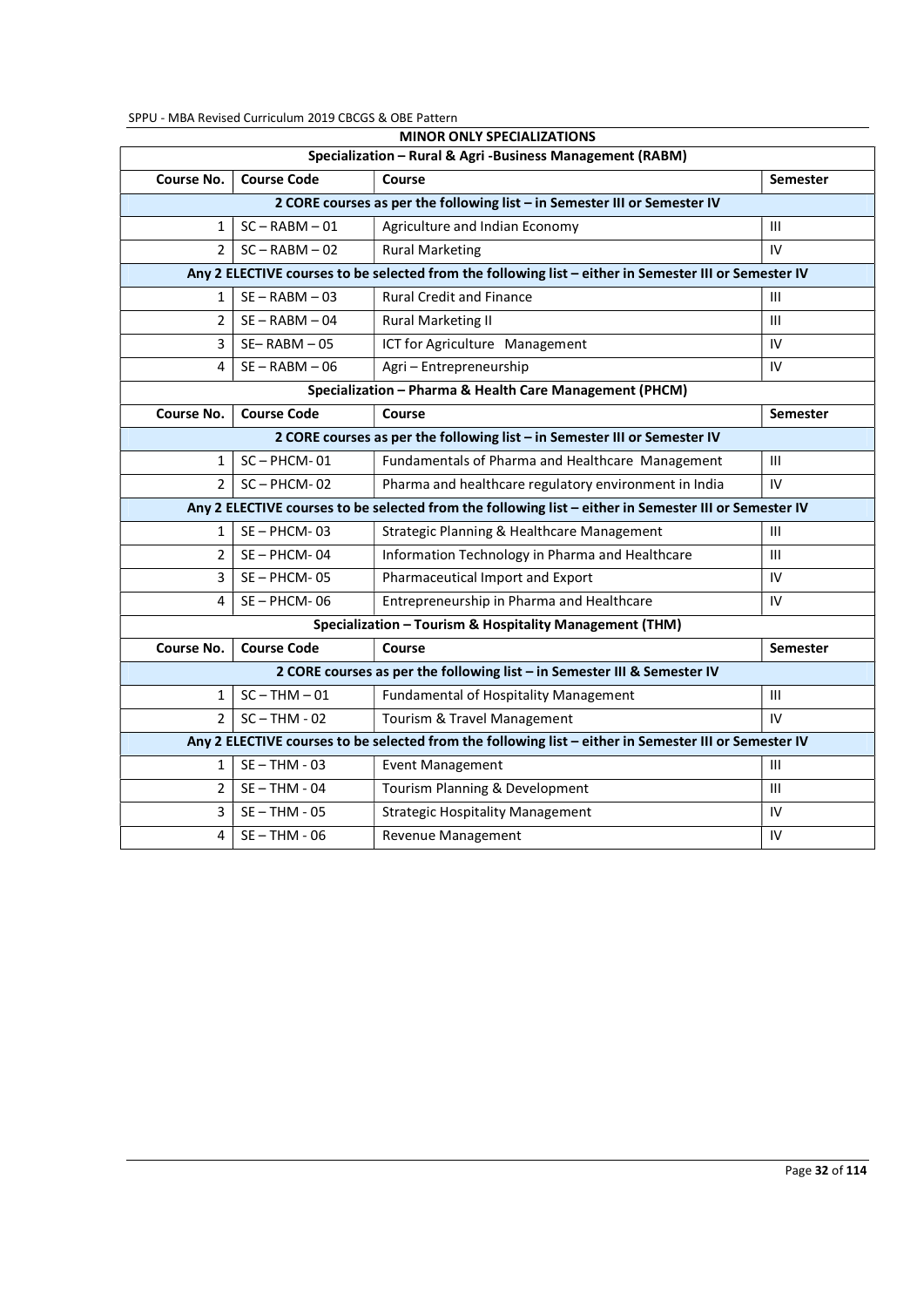## MINOR ONLY SPECIALIZATIONS

| Specialization – Rural & Agri -Business Management (RABM) | | | |
|---|---|---|---|
| **Course No.** | **Course Code** | **Course** | **Semester** |
| **2 CORE courses as per the following list – in Semester III or Semester IV** | | | |
| 1 | SC – RABM – 01 | Agriculture and Indian Economy | III |
| 2 | SC – RABM – 02 | Rural Marketing | IV |
| **Any 2 ELECTIVE courses to be selected from the following list – either in Semester III or Semester IV** | | | |
| 1 | SE – RABM – 03 | Rural Credit and Finance | III |
| 2 | SE – RABM – 04 | Rural Marketing II | III |
| 3 | SE– RABM – 05 | ICT for Agriculture Management | IV |
| 4 | SE – RABM – 06 | Agri – Entrepreneurship | IV |

| Specialization – Pharma & Health Care Management (PHCM) | | | |
|---|---|---|---|
| **Course No.** | **Course Code** | **Course** | **Semester** |
| **2 CORE courses as per the following list – in Semester III or Semester IV** | | | |
| 1 | SC – PHCM- 01 | Fundamentals of Pharma and Healthcare Management | III |
| 2 | SC – PHCM- 02 | Pharma and healthcare regulatory environment in India | IV |
| **Any 2 ELECTIVE courses to be selected from the following list – either in Semester III or Semester IV** | | | |
| 1 | SE – PHCM- 03 | Strategic Planning & Healthcare Management | III |
| 2 | SE – PHCM- 04 | Information Technology in Pharma and Healthcare | III |
| 3 | SE – PHCM- 05 | Pharmaceutical Import and Export | IV |
| 4 | SE – PHCM- 06 | Entrepreneurship in Pharma and Healthcare | IV |

| Specialization – Tourism & Hospitality Management (THM) | | | |
|---|---|---|---|
| **Course No.** | **Course Code** | **Course** | **Semester** |
| **2 CORE courses as per the following list – in Semester III & Semester IV** | | | |
| 1 | SC – THM – 01 | Fundamental of Hospitality Management | III |
| 2 | SC – THM - 02 | Tourism & Travel Management | IV |
| **Any 2 ELECTIVE courses to be selected from the following list – either in Semester III or Semester IV** | | | |
| 1 | SE – THM - 03 | Event Management | III |
| 2 | SE – THM - 04 | Tourism Planning & Development | III |
| 3 | SE – THM - 05 | Strategic Hospitality Management | IV |
| 4 | SE – THM - 06 | Revenue Management | IV |